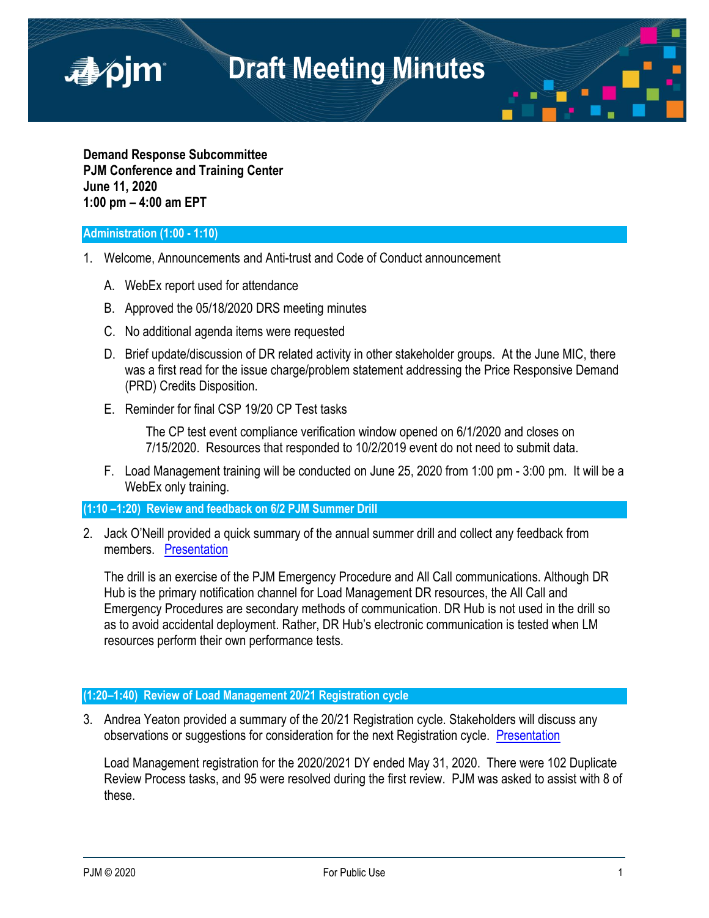# Draft Meeting Minutes

**Demand Response Subcommittee**
**PJM Conference and Training Center**
**June 11, 2020**
**1:00 pm – 4:00 am EPT**

## Administration (1:00 - 1:10)

1. Welcome, Announcements and Anti-trust and Code of Conduct announcement

   A. WebEx report used for attendance

   B. Approved the 05/18/2020 DRS meeting minutes

   C. No additional agenda items were requested

   D. Brief update/discussion of DR related activity in other stakeholder groups. At the June MIC, there was a first read for the issue charge/problem statement addressing the Price Responsive Demand (PRD) Credits Disposition.

   E. Reminder for final CSP 19/20 CP Test tasks

      The CP test event compliance verification window opened on 6/1/2020 and closes on 7/15/2020. Resources that responded to 10/2/2019 event do not need to submit data.

   F. Load Management training will be conducted on June 25, 2020 from 1:00 pm - 3:00 pm. It will be a WebEx only training.

## (1:10 –1:20) Review and feedback on 6/2 PJM Summer Drill

2. Jack O'Neill provided a quick summary of the annual summer drill and collect any feedback from members. Presentation

   The drill is an exercise of the PJM Emergency Procedure and All Call communications. Although DR Hub is the primary notification channel for Load Management DR resources, the All Call and Emergency Procedures are secondary methods of communication. DR Hub is not used in the drill so as to avoid accidental deployment. Rather, DR Hub's electronic communication is tested when LM resources perform their own performance tests.

## (1:20–1:40) Review of Load Management 20/21 Registration cycle

3. Andrea Yeaton provided a summary of the 20/21 Registration cycle. Stakeholders will discuss any observations or suggestions for consideration for the next Registration cycle. Presentation

   Load Management registration for the 2020/2021 DY ended May 31, 2020. There were 102 Duplicate Review Process tasks, and 95 were resolved during the first review. PJM was asked to assist with 8 of these.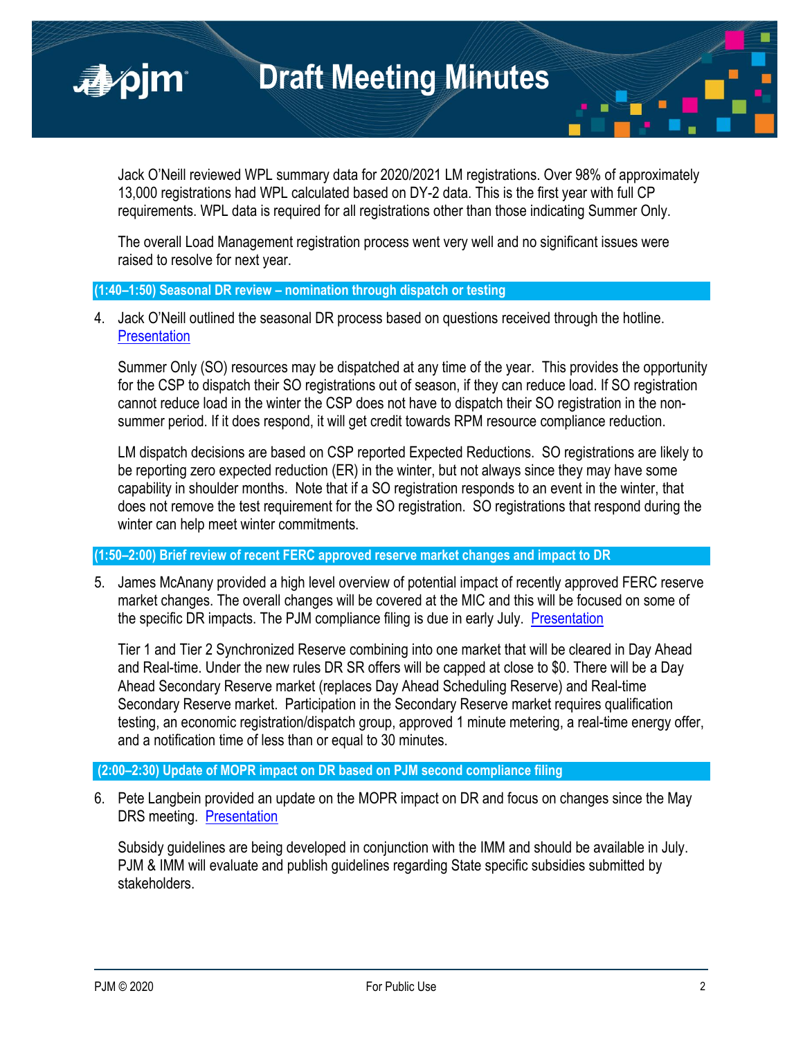Jack O'Neill reviewed WPL summary data for 2020/2021 LM registrations. Over 98% of approximately 13,000 registrations had WPL calculated based on DY-2 data. This is the first year with full CP requirements. WPL data is required for all registrations other than those indicating Summer Only.

The overall Load Management registration process went very well and no significant issues were raised to resolve for next year.

### (1:40–1:50) Seasonal DR review – nomination through dispatch or testing

4. Jack O'Neill outlined the seasonal DR process based on questions received through the hotline. [Presentation]

   Summer Only (SO) resources may be dispatched at any time of the year. This provides the opportunity for the CSP to dispatch their SO registrations out of season, if they can reduce load. If SO registration cannot reduce load in the winter the CSP does not have to dispatch their SO registration in the non-summer period. If it does respond, it will get credit towards RPM resource compliance reduction.

   LM dispatch decisions are based on CSP reported Expected Reductions. SO registrations are likely to be reporting zero expected reduction (ER) in the winter, but not always since they may have some capability in shoulder months. Note that if a SO registration responds to an event in the winter, that does not remove the test requirement for the SO registration. SO registrations that respond during the winter can help meet winter commitments.

### (1:50–2:00) Brief review of recent FERC approved reserve market changes and impact to DR

5. James McAnany provided a high level overview of potential impact of recently approved FERC reserve market changes. The overall changes will be covered at the MIC and this will be focused on some of the specific DR impacts. The PJM compliance filing is due in early July. [Presentation]

   Tier 1 and Tier 2 Synchronized Reserve combining into one market that will be cleared in Day Ahead and Real-time. Under the new rules DR SR offers will be capped at close to $0. There will be a Day Ahead Secondary Reserve market (replaces Day Ahead Scheduling Reserve) and Real-time Secondary Reserve market. Participation in the Secondary Reserve market requires qualification testing, an economic registration/dispatch group, approved 1 minute metering, a real-time energy offer, and a notification time of less than or equal to 30 minutes.

### (2:00–2:30) Update of MOPR impact on DR based on PJM second compliance filing

6. Pete Langbein provided an update on the MOPR impact on DR and focus on changes since the May DRS meeting. [Presentation]

   Subsidy guidelines are being developed in conjunction with the IMM and should be available in July. PJM & IMM will evaluate and publish guidelines regarding State specific subsidies submitted by stakeholders.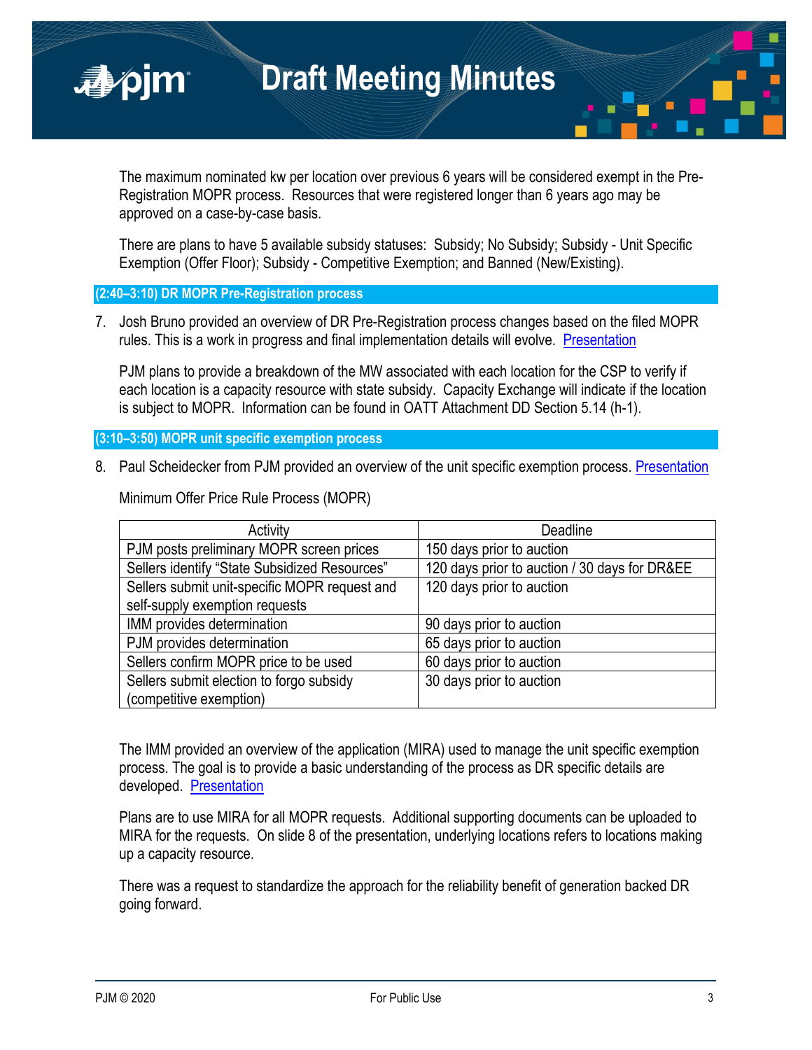The maximum nominated kw per location over previous 6 years will be considered exempt in the Pre-Registration MOPR process. Resources that were registered longer than 6 years ago may be approved on a case-by-case basis.

There are plans to have 5 available subsidy statuses: Subsidy; No Subsidy; Subsidy - Unit Specific Exemption (Offer Floor); Subsidy - Competitive Exemption; and Banned (New/Existing).

### (2:40–3:10) DR MOPR Pre-Registration process

7. Josh Bruno provided an overview of DR Pre-Registration process changes based on the filed MOPR rules. This is a work in progress and final implementation details will evolve. Presentation

   PJM plans to provide a breakdown of the MW associated with each location for the CSP to verify if each location is a capacity resource with state subsidy. Capacity Exchange will indicate if the location is subject to MOPR. Information can be found in OATT Attachment DD Section 5.14 (h-1).

### (3:10–3:50) MOPR unit specific exemption process

8. Paul Scheidecker from PJM provided an overview of the unit specific exemption process. Presentation

   Minimum Offer Price Rule Process (MOPR)

| Activity | Deadline |
|---|---|
| PJM posts preliminary MOPR screen prices | 150 days prior to auction |
| Sellers identify "State Subsidized Resources" | 120 days prior to auction / 30 days for DR&EE |
| Sellers submit unit-specific MOPR request and self-supply exemption requests | 120 days prior to auction |
| IMM provides determination | 90 days prior to auction |
| PJM provides determination | 65 days prior to auction |
| Sellers confirm MOPR price to be used | 60 days prior to auction |
| Sellers submit election to forgo subsidy (competitive exemption) | 30 days prior to auction |

   The IMM provided an overview of the application (MIRA) used to manage the unit specific exemption process. The goal is to provide a basic understanding of the process as DR specific details are developed. Presentation

   Plans are to use MIRA for all MOPR requests. Additional supporting documents can be uploaded to MIRA for the requests. On slide 8 of the presentation, underlying locations refers to locations making up a capacity resource.

   There was a request to standardize the approach for the reliability benefit of generation backed DR going forward.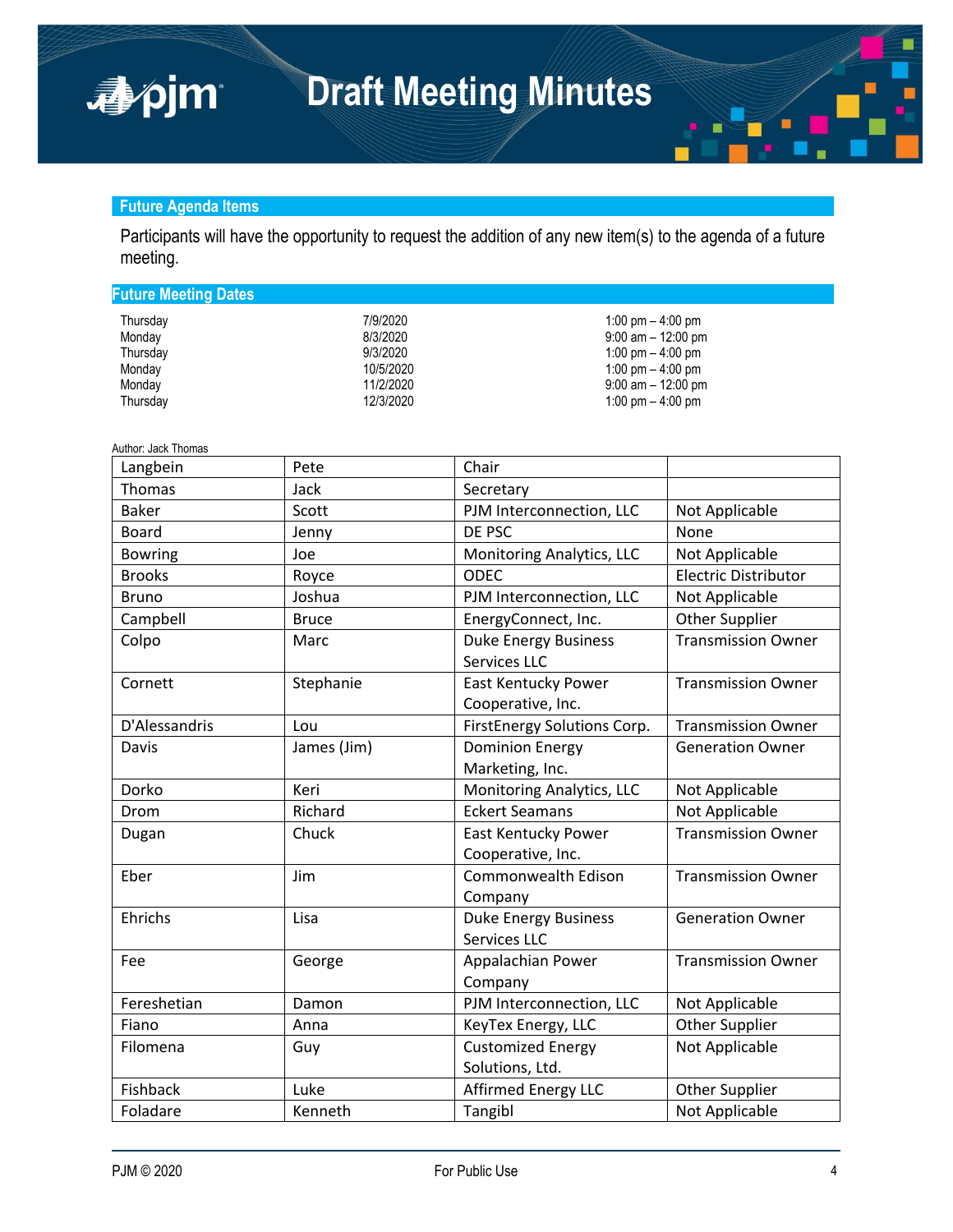## Future Agenda Items

Participants will have the opportunity to request the addition of any new item(s) to the agenda of a future meeting.

## Future Meeting Dates

| | | |
|---|---|---|
| Thursday | 7/9/2020 | 1:00 pm – 4:00 pm |
| Monday | 8/3/2020 | 9:00 am – 12:00 pm |
| Thursday | 9/3/2020 | 1:00 pm – 4:00 pm |
| Monday | 10/5/2020 | 1:00 pm – 4:00 pm |
| Monday | 11/2/2020 | 9:00 am – 12:00 pm |
| Thursday | 12/3/2020 | 1:00 pm – 4:00 pm |

Author: Jack Thomas

| | | | |
|---|---|---|---|
| Langbein | Pete | Chair | |
| Thomas | Jack | Secretary | |
| Baker | Scott | PJM Interconnection, LLC | Not Applicable |
| Board | Jenny | DE PSC | None |
| Bowring | Joe | Monitoring Analytics, LLC | Not Applicable |
| Brooks | Royce | ODEC | Electric Distributor |
| Bruno | Joshua | PJM Interconnection, LLC | Not Applicable |
| Campbell | Bruce | EnergyConnect, Inc. | Other Supplier |
| Colpo | Marc | Duke Energy Business Services LLC | Transmission Owner |
| Cornett | Stephanie | East Kentucky Power Cooperative, Inc. | Transmission Owner |
| D'Alessandris | Lou | FirstEnergy Solutions Corp. | Transmission Owner |
| Davis | James (Jim) | Dominion Energy Marketing, Inc. | Generation Owner |
| Dorko | Keri | Monitoring Analytics, LLC | Not Applicable |
| Drom | Richard | Eckert Seamans | Not Applicable |
| Dugan | Chuck | East Kentucky Power Cooperative, Inc. | Transmission Owner |
| Eber | Jim | Commonwealth Edison Company | Transmission Owner |
| Ehrichs | Lisa | Duke Energy Business Services LLC | Generation Owner |
| Fee | George | Appalachian Power Company | Transmission Owner |
| Fereshetian | Damon | PJM Interconnection, LLC | Not Applicable |
| Fiano | Anna | KeyTex Energy, LLC | Other Supplier |
| Filomena | Guy | Customized Energy Solutions, Ltd. | Not Applicable |
| Fishback | Luke | Affirmed Energy LLC | Other Supplier |
| Foladare | Kenneth | Tangibl | Not Applicable |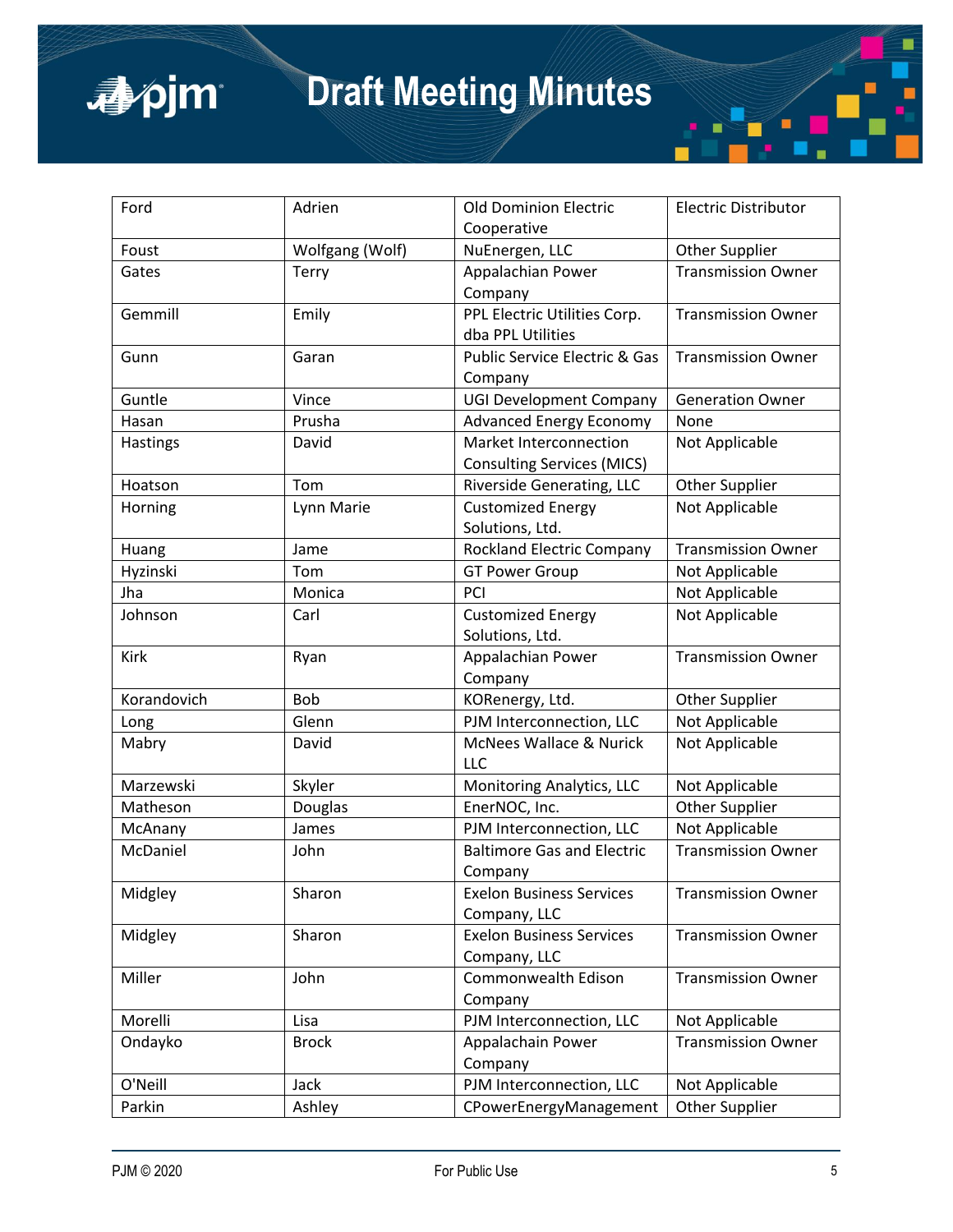| Ford | Adrien | Old Dominion Electric Cooperative | Electric Distributor |
|---|---|---|---|
| Foust | Wolfgang (Wolf) | NuEnergen, LLC | Other Supplier |
| Gates | Terry | Appalachian Power Company | Transmission Owner |
| Gemmill | Emily | PPL Electric Utilities Corp. dba PPL Utilities | Transmission Owner |
| Gunn | Garan | Public Service Electric & Gas Company | Transmission Owner |
| Guntle | Vince | UGI Development Company | Generation Owner |
| Hasan | Prusha | Advanced Energy Economy | None |
| Hastings | David | Market Interconnection Consulting Services (MICS) | Not Applicable |
| Hoatson | Tom | Riverside Generating, LLC | Other Supplier |
| Horning | Lynn Marie | Customized Energy Solutions, Ltd. | Not Applicable |
| Huang | Jame | Rockland Electric Company | Transmission Owner |
| Hyzinski | Tom | GT Power Group | Not Applicable |
| Jha | Monica | PCI | Not Applicable |
| Johnson | Carl | Customized Energy Solutions, Ltd. | Not Applicable |
| Kirk | Ryan | Appalachian Power Company | Transmission Owner |
| Korandovich | Bob | KORenergy, Ltd. | Other Supplier |
| Long | Glenn | PJM Interconnection, LLC | Not Applicable |
| Mabry | David | McNees Wallace & Nurick LLC | Not Applicable |
| Marzewski | Skyler | Monitoring Analytics, LLC | Not Applicable |
| Matheson | Douglas | EnerNOC, Inc. | Other Supplier |
| McAnany | James | PJM Interconnection, LLC | Not Applicable |
| McDaniel | John | Baltimore Gas and Electric Company | Transmission Owner |
| Midgley | Sharon | Exelon Business Services Company, LLC | Transmission Owner |
| Midgley | Sharon | Exelon Business Services Company, LLC | Transmission Owner |
| Miller | John | Commonwealth Edison Company | Transmission Owner |
| Morelli | Lisa | PJM Interconnection, LLC | Not Applicable |
| Ondayko | Brock | Appalachain Power Company | Transmission Owner |
| O'Neill | Jack | PJM Interconnection, LLC | Not Applicable |
| Parkin | Ashley | CPowerEnergyManagement | Other Supplier |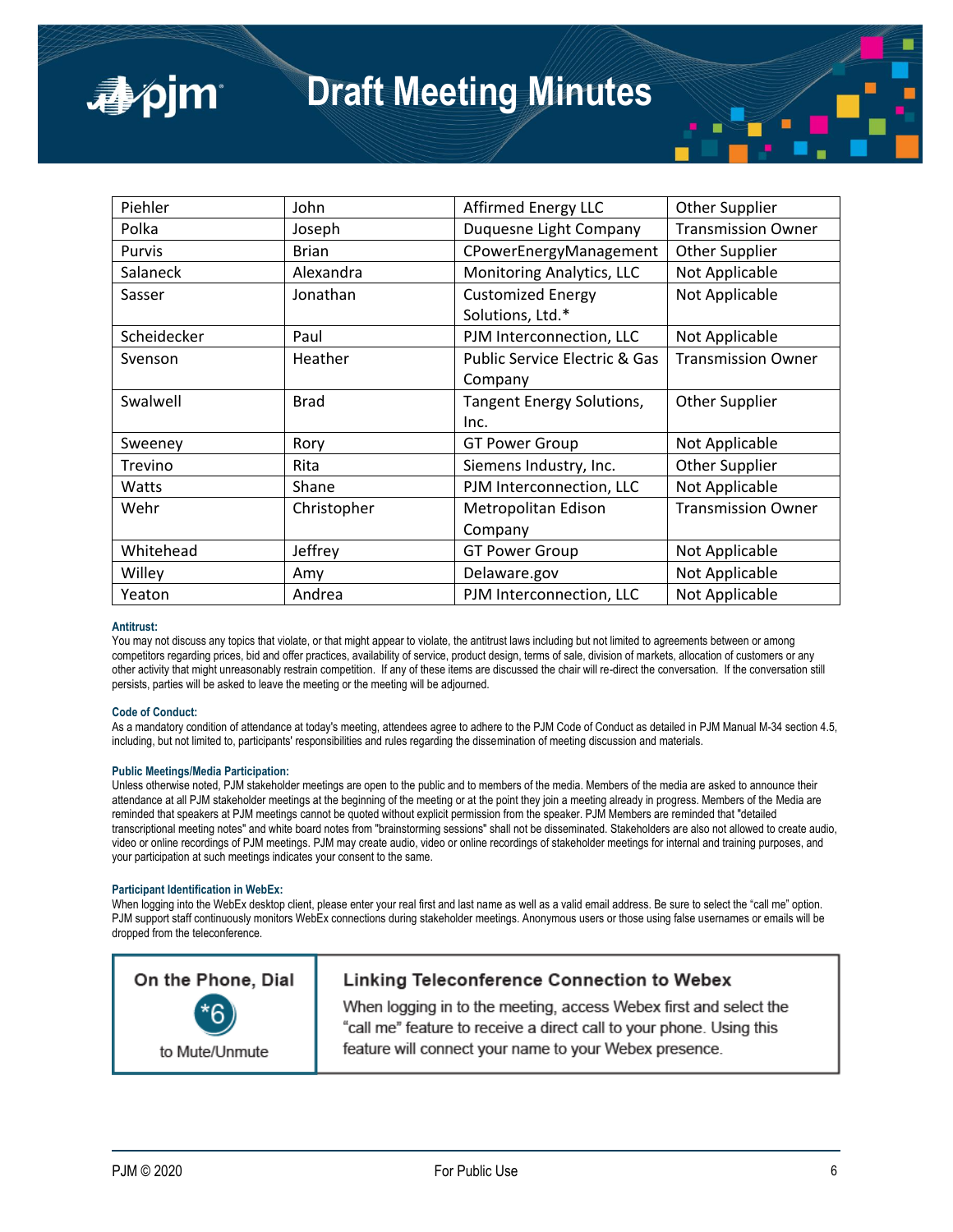| Piehler | John | Affirmed Energy LLC | Other Supplier |
|---|---|---|---|
| Polka | Joseph | Duquesne Light Company | Transmission Owner |
| Purvis | Brian | CPowerEnergyManagement | Other Supplier |
| Salaneck | Alexandra | Monitoring Analytics, LLC | Not Applicable |
| Sasser | Jonathan | Customized Energy Solutions, Ltd.* | Not Applicable |
| Scheidecker | Paul | PJM Interconnection, LLC | Not Applicable |
| Svenson | Heather | Public Service Electric & Gas Company | Transmission Owner |
| Swalwell | Brad | Tangent Energy Solutions, Inc. | Other Supplier |
| Sweeney | Rory | GT Power Group | Not Applicable |
| Trevino | Rita | Siemens Industry, Inc. | Other Supplier |
| Watts | Shane | PJM Interconnection, LLC | Not Applicable |
| Wehr | Christopher | Metropolitan Edison Company | Transmission Owner |
| Whitehead | Jeffrey | GT Power Group | Not Applicable |
| Willey | Amy | Delaware.gov | Not Applicable |
| Yeaton | Andrea | PJM Interconnection, LLC | Not Applicable |

**Antitrust:**
You may not discuss any topics that violate, or that might appear to violate, the antitrust laws including but not limited to agreements between or among competitors regarding prices, bid and offer practices, availability of service, product design, terms of sale, division of markets, allocation of customers or any other activity that might unreasonably restrain competition. If any of these items are discussed the chair will re-direct the conversation. If the conversation still persists, parties will be asked to leave the meeting or the meeting will be adjourned.

**Code of Conduct:**
As a mandatory condition of attendance at today's meeting, attendees agree to adhere to the PJM Code of Conduct as detailed in PJM Manual M-34 section 4.5, including, but not limited to, participants' responsibilities and rules regarding the dissemination of meeting discussion and materials.

**Public Meetings/Media Participation:**
Unless otherwise noted, PJM stakeholder meetings are open to the public and to members of the media. Members of the media are asked to announce their attendance at all PJM stakeholder meetings at the beginning of the meeting or at the point they join a meeting already in progress. Members of the Media are reminded that speakers at PJM meetings cannot be quoted without explicit permission from the speaker. PJM Members are reminded that "detailed transcriptional meeting notes" and white board notes from "brainstorming sessions" shall not be disseminated. Stakeholders are also not allowed to create audio, video or online recordings of PJM meetings. PJM may create audio, video or online recordings of stakeholder meetings for internal and training purposes, and your participation at such meetings indicates your consent to the same.

**Participant Identification in WebEx:**
When logging into the WebEx desktop client, please enter your real first and last name as well as a valid email address. Be sure to select the "call me" option. PJM support staff continuously monitors WebEx connections during stakeholder meetings. Anonymous users or those using false usernames or emails will be dropped from the teleconference.

**On the Phone, Dial**

*6

to Mute/Unmute

**Linking Teleconference Connection to Webex**

When logging in to the meeting, access Webex first and select the "call me" feature to receive a direct call to your phone. Using this feature will connect your name to your Webex presence.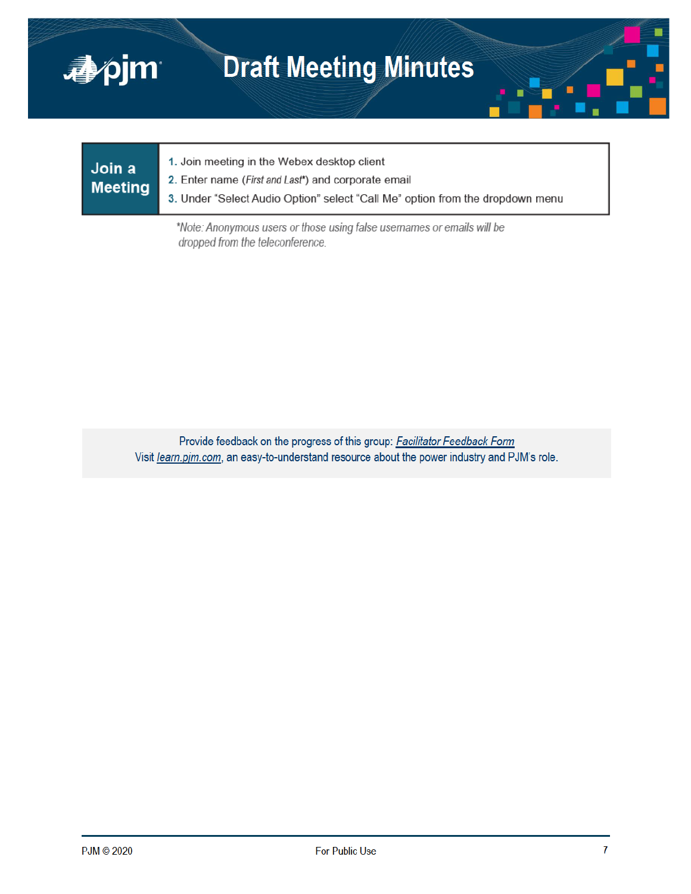# Draft Meeting Minutes

| | |
|---|---|
| **Join a Meeting** | 1. Join meeting in the Webex desktop client<br>2. Enter name (*First and Last*\*) and corporate email<br>3. Under "Select Audio Option" select "Call Me" option from the dropdown menu |

*\*Note: Anonymous users or those using false usernames or emails will be dropped from the teleconference.*

Provide feedback on the progress of this group: *Facilitator Feedback Form*

Visit *learn.pjm.com*, an easy-to-understand resource about the power industry and PJM's role.